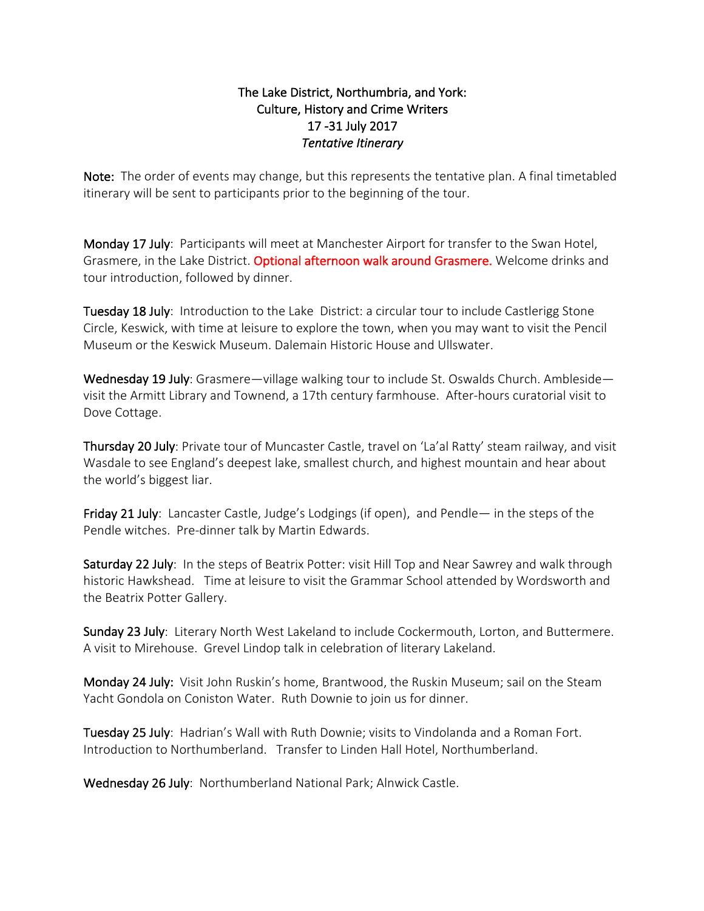# The Lake District, Northumbria, and York:
## Culture, History and Crime Writers
### 17 -31 July 2017
*Tentative Itinerary*

**Note:** The order of events may change, but this represents the tentative plan. A final timetabled itinerary will be sent to participants prior to the beginning of the tour.

**Monday 17 July**: Participants will meet at Manchester Airport for transfer to the Swan Hotel, Grasmere, in the Lake District. Optional afternoon walk around Grasmere. Welcome drinks and tour introduction, followed by dinner.

**Tuesday 18 July**: Introduction to the Lake District: a circular tour to include Castlerigg Stone Circle, Keswick, with time at leisure to explore the town, when you may want to visit the Pencil Museum or the Keswick Museum. Dalemain Historic House and Ullswater.

**Wednesday 19 July**: Grasmere—village walking tour to include St. Oswalds Church. Ambleside—visit the Armitt Library and Townend, a 17th century farmhouse. After-hours curatorial visit to Dove Cottage.

**Thursday 20 July**: Private tour of Muncaster Castle, travel on 'La'al Ratty' steam railway, and visit Wasdale to see England's deepest lake, smallest church, and highest mountain and hear about the world's biggest liar.

**Friday 21 July**: Lancaster Castle, Judge's Lodgings (if open), and Pendle— in the steps of the Pendle witches. Pre-dinner talk by Martin Edwards.

**Saturday 22 July**: In the steps of Beatrix Potter: visit Hill Top and Near Sawrey and walk through historic Hawkshead. Time at leisure to visit the Grammar School attended by Wordsworth and the Beatrix Potter Gallery.

**Sunday 23 July**: Literary North West Lakeland to include Cockermouth, Lorton, and Buttermere. A visit to Mirehouse. Grevel Lindop talk in celebration of literary Lakeland.

**Monday 24 July:** Visit John Ruskin's home, Brantwood, the Ruskin Museum; sail on the Steam Yacht Gondola on Coniston Water. Ruth Downie to join us for dinner.

**Tuesday 25 July**: Hadrian's Wall with Ruth Downie; visits to Vindolanda and a Roman Fort. Introduction to Northumberland. Transfer to Linden Hall Hotel, Northumberland.

**Wednesday 26 July**: Northumberland National Park; Alnwick Castle.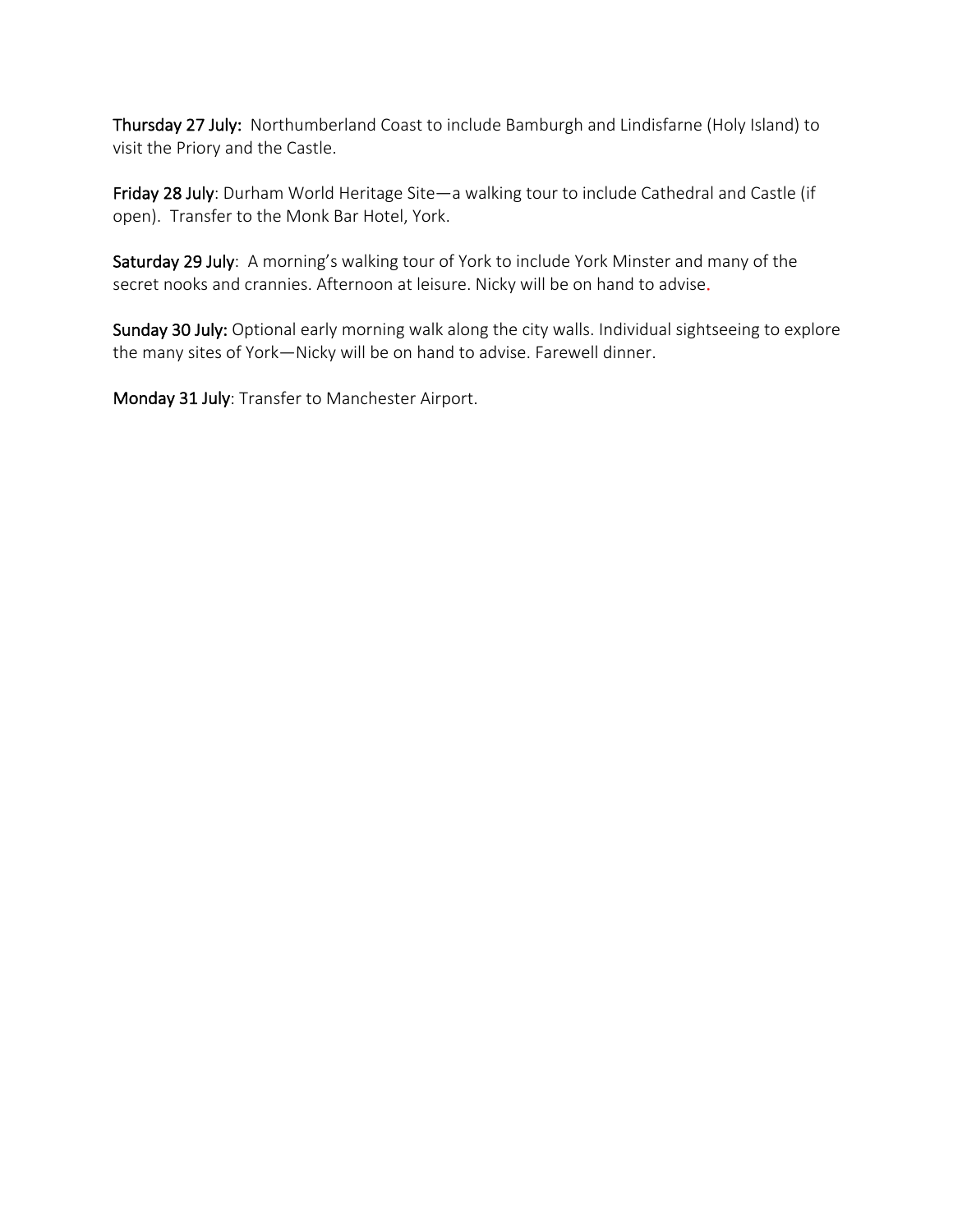**Thursday 27 July:** Northumberland Coast to include Bamburgh and Lindisfarne (Holy Island) to visit the Priory and the Castle.

**Friday 28 July**: Durham World Heritage Site—a walking tour to include Cathedral and Castle (if open). Transfer to the Monk Bar Hotel, York.

**Saturday 29 July**: A morning's walking tour of York to include York Minster and many of the secret nooks and crannies. Afternoon at leisure. Nicky will be on hand to advise.

**Sunday 30 July:** Optional early morning walk along the city walls. Individual sightseeing to explore the many sites of York—Nicky will be on hand to advise. Farewell dinner.

**Monday 31 July**: Transfer to Manchester Airport.